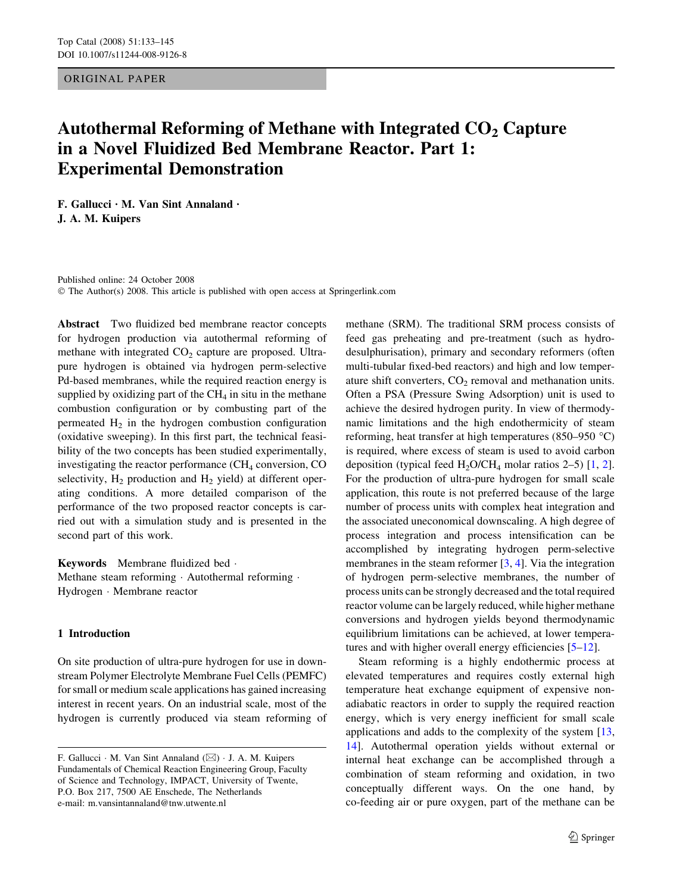ORIGINAL PAPER

# Autothermal Reforming of Methane with Integrated $CO_2$ Capture in a Novel Fluidized Bed Membrane Reactor. Part 1: Experimental Demonstration

**F. Gallucci · M. Van Sint Annaland · J. A. M. Kuipers**

Published online: 24 October 2008
© The Author(s) 2008. This article is published with open access at Springerlink.com

**Abstract** Two fluidized bed membrane reactor concepts for hydrogen production via autothermal reforming of methane with integrated $CO_2$ capture are proposed. Ultra-pure hydrogen is obtained via hydrogen perm-selective Pd-based membranes, while the required reaction energy is supplied by oxidizing part of the $CH_4$ in situ in the methane combustion configuration or by combusting part of the permeated $H_2$ in the hydrogen combustion configuration (oxidative sweeping). In this first part, the technical feasibility of the two concepts has been studied experimentally, investigating the reactor performance ($CH_4$ conversion, CO selectivity, $H_2$ production and $H_2$ yield) at different operating conditions. A more detailed comparison of the performance of the two proposed reactor concepts is carried out with a simulation study and is presented in the second part of this work.

**Keywords** Membrane fluidized bed · Methane steam reforming · Autothermal reforming · Hydrogen · Membrane reactor

## 1 Introduction

On site production of ultra-pure hydrogen for use in downstream Polymer Electrolyte Membrane Fuel Cells (PEMFC) for small or medium scale applications has gained increasing interest in recent years. On an industrial scale, most of the hydrogen is currently produced via steam reforming of methane (SRM). The traditional SRM process consists of feed gas preheating and pre-treatment (such as hydro-desulphurisation), primary and secondary reformers (often multi-tubular fixed-bed reactors) and high and low temperature shift converters, $CO_2$ removal and methanation units. Often a PSA (Pressure Swing Adsorption) unit is used to achieve the desired hydrogen purity. In view of thermodynamic limitations and the high endothermicity of steam reforming, heat transfer at high temperatures (850–950 °C) is required, where excess of steam is used to avoid carbon deposition (typical feed $H_2O/CH_4$ molar ratios 2–5) [1, 2]. For the production of ultra-pure hydrogen for small scale application, this route is not preferred because of the large number of process units with complex heat integration and the associated uneconomical downscaling. A high degree of process integration and process intensification can be accomplished by integrating hydrogen perm-selective membranes in the steam reformer [3, 4]. Via the integration of hydrogen perm-selective membranes, the number of process units can be strongly decreased and the total required reactor volume can be largely reduced, while higher methane conversions and hydrogen yields beyond thermodynamic equilibrium limitations can be achieved, at lower temperatures and with higher overall energy efficiencies [5–12].

Steam reforming is a highly endothermic process at elevated temperatures and requires costly external high temperature heat exchange equipment of expensive non-adiabatic reactors in order to supply the required reaction energy, which is very energy inefficient for small scale applications and adds to the complexity of the system [13, 14]. Autothermal operation yields without external or internal heat exchange can be accomplished through a combination of steam reforming and oxidation, in two conceptually different ways. On the one hand, by co-feeding air or pure oxygen, part of the methane can be

---

F. Gallucci · M. Van Sint Annaland (✉) · J. A. M. Kuipers
Fundamentals of Chemical Reaction Engineering Group, Faculty of Science and Technology, IMPACT, University of Twente, P.O. Box 217, 7500 AE Enschede, The Netherlands
e-mail: m.vansintannaland@tnw.utwente.nl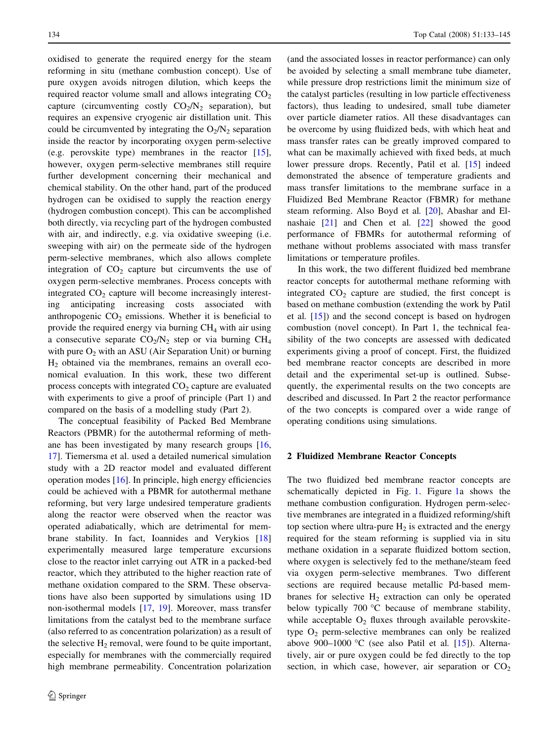oxidised to generate the required energy for the steam reforming in situ (methane combustion concept). Use of pure oxygen avoids nitrogen dilution, which keeps the required reactor volume small and allows integrating $CO_2$ capture (circumventing costly $CO_2/N_2$ separation), but requires an expensive cryogenic air distillation unit. This could be circumvented by integrating the $O_2/N_2$ separation inside the reactor by incorporating oxygen perm-selective (e.g. perovskite type) membranes in the reactor [15], however, oxygen perm-selective membranes still require further development concerning their mechanical and chemical stability. On the other hand, part of the produced hydrogen can be oxidised to supply the reaction energy (hydrogen combustion concept). This can be accomplished both directly, via recycling part of the hydrogen combusted with air, and indirectly, e.g. via oxidative sweeping (i.e. sweeping with air) on the permeate side of the hydrogen perm-selective membranes, which also allows complete integration of $CO_2$ capture but circumvents the use of oxygen perm-selective membranes. Process concepts with integrated $CO_2$ capture will become increasingly interesting anticipating increasing costs associated with anthropogenic $CO_2$ emissions. Whether it is beneficial to provide the required energy via burning $CH_4$ with air using a consecutive separate $CO_2/N_2$ step or via burning $CH_4$ with pure $O_2$ with an ASU (Air Separation Unit) or burning $H_2$ obtained via the membranes, remains an overall economical evaluation. In this work, these two different process concepts with integrated $CO_2$ capture are evaluated with experiments to give a proof of principle (Part 1) and compared on the basis of a modelling study (Part 2).

The conceptual feasibility of Packed Bed Membrane Reactors (PBMR) for the autothermal reforming of methane has been investigated by many research groups [16, 17]. Tiemersma et al. used a detailed numerical simulation study with a 2D reactor model and evaluated different operation modes [16]. In principle, high energy efficiencies could be achieved with a PBMR for autothermal methane reforming, but very large undesired temperature gradients along the reactor were observed when the reactor was operated adiabatically, which are detrimental for membrane stability. In fact, Ioannides and Verykios [18] experimentally measured large temperature excursions close to the reactor inlet carrying out ATR in a packed-bed reactor, which they attributed to the higher reaction rate of methane oxidation compared to the SRM. These observations have also been supported by simulations using 1D non-isothermal models [17, 19]. Moreover, mass transfer limitations from the catalyst bed to the membrane surface (also referred to as concentration polarization) as a result of the selective $H_2$ removal, were found to be quite important, especially for membranes with the commercially required high membrane permeability. Concentration polarization (and the associated losses in reactor performance) can only be avoided by selecting a small membrane tube diameter, while pressure drop restrictions limit the minimum size of the catalyst particles (resulting in low particle effectiveness factors), thus leading to undesired, small tube diameter over particle diameter ratios. All these disadvantages can be overcome by using fluidized beds, with which heat and mass transfer rates can be greatly improved compared to what can be maximally achieved with fixed beds, at much lower pressure drops. Recently, Patil et al. [15] indeed demonstrated the absence of temperature gradients and mass transfer limitations to the membrane surface in a Fluidized Bed Membrane Reactor (FBMR) for methane steam reforming. Also Boyd et al. [20], Abashar and Elnashaie [21] and Chen et al. [22] showed the good performance of FBMRs for autothermal reforming of methane without problems associated with mass transfer limitations or temperature profiles.

In this work, the two different fluidized bed membrane reactor concepts for autothermal methane reforming with integrated $CO_2$ capture are studied, the first concept is based on methane combustion (extending the work by Patil et al. [15]) and the second concept is based on hydrogen combustion (novel concept). In Part 1, the technical feasibility of the two concepts are assessed with dedicated experiments giving a proof of concept. First, the fluidized bed membrane reactor concepts are described in more detail and the experimental set-up is outlined. Subsequently, the experimental results on the two concepts are described and discussed. In Part 2 the reactor performance of the two concepts is compared over a wide range of operating conditions using simulations.

## 2 Fluidized Membrane Reactor Concepts

The two fluidized bed membrane reactor concepts are schematically depicted in Fig. 1. Figure 1a shows the methane combustion configuration. Hydrogen perm-selective membranes are integrated in a fluidized reforming/shift top section where ultra-pure $H_2$ is extracted and the energy required for the steam reforming is supplied via in situ methane oxidation in a separate fluidized bottom section, where oxygen is selectively fed to the methane/steam feed via oxygen perm-selective membranes. Two different sections are required because metallic Pd-based membranes for selective $H_2$ extraction can only be operated below typically 700 °C because of membrane stability, while acceptable $O_2$ fluxes through available perovskite-type $O_2$ perm-selective membranes can only be realized above 900–1000 °C (see also Patil et al. [15]). Alternatively, air or pure oxygen could be fed directly to the top section, in which case, however, air separation or $CO_2$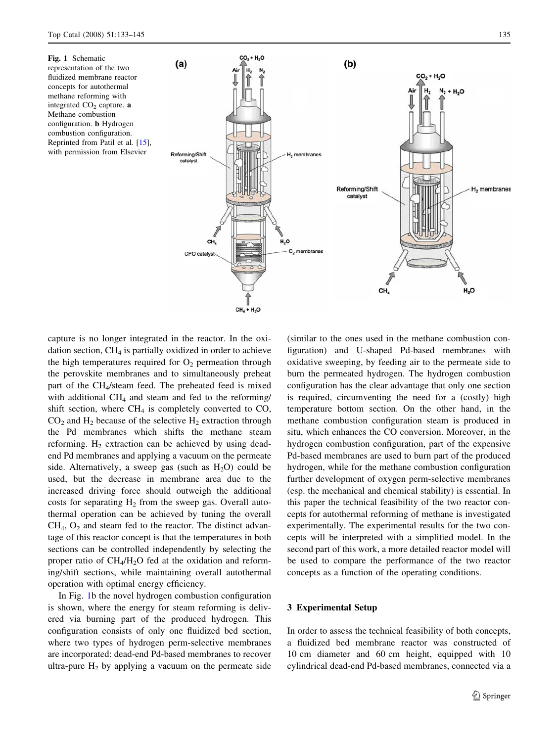Fig. 1 Schematic representation of the two fluidized membrane reactor concepts for autothermal methane reforming with integrated $CO_2$ capture. **a** Methane combustion configuration. **b** Hydrogen combustion configuration. Reprinted from Patil et al. [15], with permission from Elsevier

capture is no longer integrated in the reactor. In the oxidation section, $CH_4$ is partially oxidized in order to achieve the high temperatures required for $O_2$ permeation through the perovskite membranes and to simultaneously preheat part of the $CH_4$/steam feed. The preheated feed is mixed with additional $CH_4$ and steam and fed to the reforming/shift section, where $CH_4$ is completely converted to CO, $CO_2$ and $H_2$ because of the selective $H_2$ extraction through the Pd membranes which shifts the methane steam reforming. $H_2$ extraction can be achieved by using dead-end Pd membranes and applying a vacuum on the permeate side. Alternatively, a sweep gas (such as $H_2O$) could be used, but the decrease in membrane area due to the increased driving force should outweigh the additional costs for separating $H_2$ from the sweep gas. Overall autothermal operation can be achieved by tuning the overall $CH_4$, $O_2$ and steam fed to the reactor. The distinct advantage of this reactor concept is that the temperatures in both sections can be controlled independently by selecting the proper ratio of $CH_4$/$H_2O$ fed at the oxidation and reforming/shift sections, while maintaining overall autothermal operation with optimal energy efficiency.

In Fig. 1b the novel hydrogen combustion configuration is shown, where the energy for steam reforming is delivered via burning part of the produced hydrogen. This configuration consists of only one fluidized bed section, where two types of hydrogen perm-selective membranes are incorporated: dead-end Pd-based membranes to recover ultra-pure $H_2$ by applying a vacuum on the permeate side (similar to the ones used in the methane combustion configuration) and U-shaped Pd-based membranes with oxidative sweeping, by feeding air to the permeate side to burn the permeated hydrogen. The hydrogen combustion configuration has the clear advantage that only one section is required, circumventing the need for a (costly) high temperature bottom section. On the other hand, in the methane combustion configuration steam is produced in situ, which enhances the CO conversion. Moreover, in the hydrogen combustion configuration, part of the expensive Pd-based membranes are used to burn part of the produced hydrogen, while for the methane combustion configuration further development of oxygen perm-selective membranes (esp. the mechanical and chemical stability) is essential. In this paper the technical feasibility of the two reactor concepts for autothermal reforming of methane is investigated experimentally. The experimental results for the two concepts will be interpreted with a simplified model. In the second part of this work, a more detailed reactor model will be used to compare the performance of the two reactor concepts as a function of the operating conditions.

## 3 Experimental Setup

In order to assess the technical feasibility of both concepts, a fluidized bed membrane reactor was constructed of 10 cm diameter and 60 cm height, equipped with 10 cylindrical dead-end Pd-based membranes, connected via a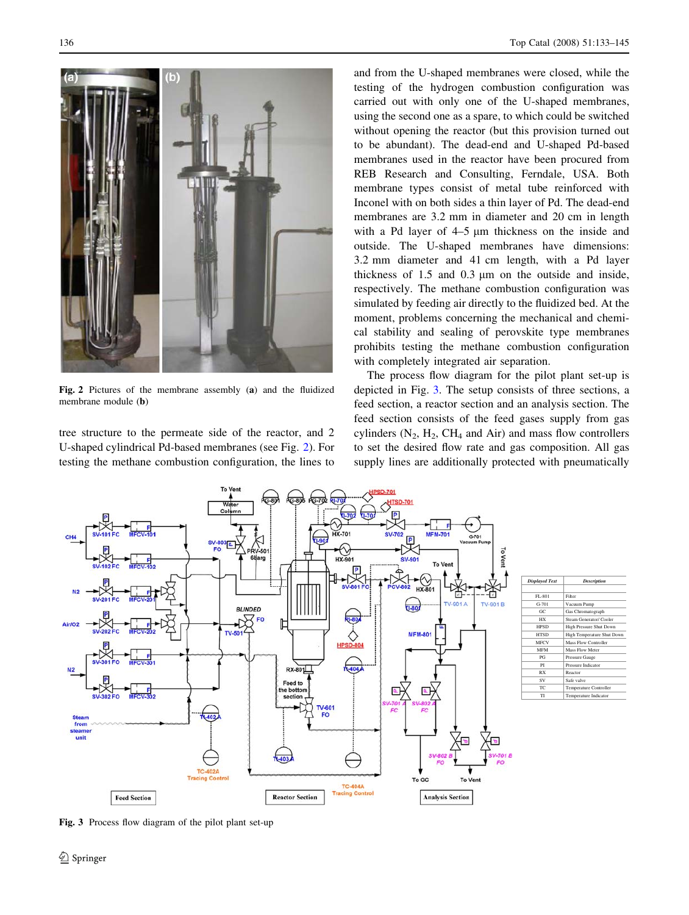Fig. 2 Pictures of the membrane assembly (**a**) and the fluidized membrane module (**b**)

tree structure to the permeate side of the reactor, and 2 U-shaped cylindrical Pd-based membranes (see Fig. 2). For testing the methane combustion configuration, the lines to and from the U-shaped membranes were closed, while the testing of the hydrogen combustion configuration was carried out with only one of the U-shaped membranes, using the second one as a spare, to which could be switched without opening the reactor (but this provision turned out to be abundant). The dead-end and U-shaped Pd-based membranes used in the reactor have been procured from REB Research and Consulting, Ferndale, USA. Both membrane types consist of metal tube reinforced with Inconel with on both sides a thin layer of Pd. The dead-end membranes are 3.2 mm in diameter and 20 cm in length with a Pd layer of 4–5 μm thickness on the inside and outside. The U-shaped membranes have dimensions: 3.2 mm diameter and 41 cm length, with a Pd layer thickness of 1.5 and 0.3 μm on the outside and inside, respectively. The methane combustion configuration was simulated by feeding air directly to the fluidized bed. At the moment, problems concerning the mechanical and chemical stability and sealing of perovskite type membranes prohibits testing the methane combustion configuration with completely integrated air separation.

The process flow diagram for the pilot plant set-up is depicted in Fig. 3. The setup consists of three sections, a feed section, a reactor section and an analysis section. The feed section consists of the feed gases supply from gas cylinders ($N_2$, $H_2$, $CH_4$ and Air) and mass flow controllers to set the desired flow rate and gas composition. All gas supply lines are additionally protected with pneumatically

Fig. 3 Process flow diagram of the pilot plant set-up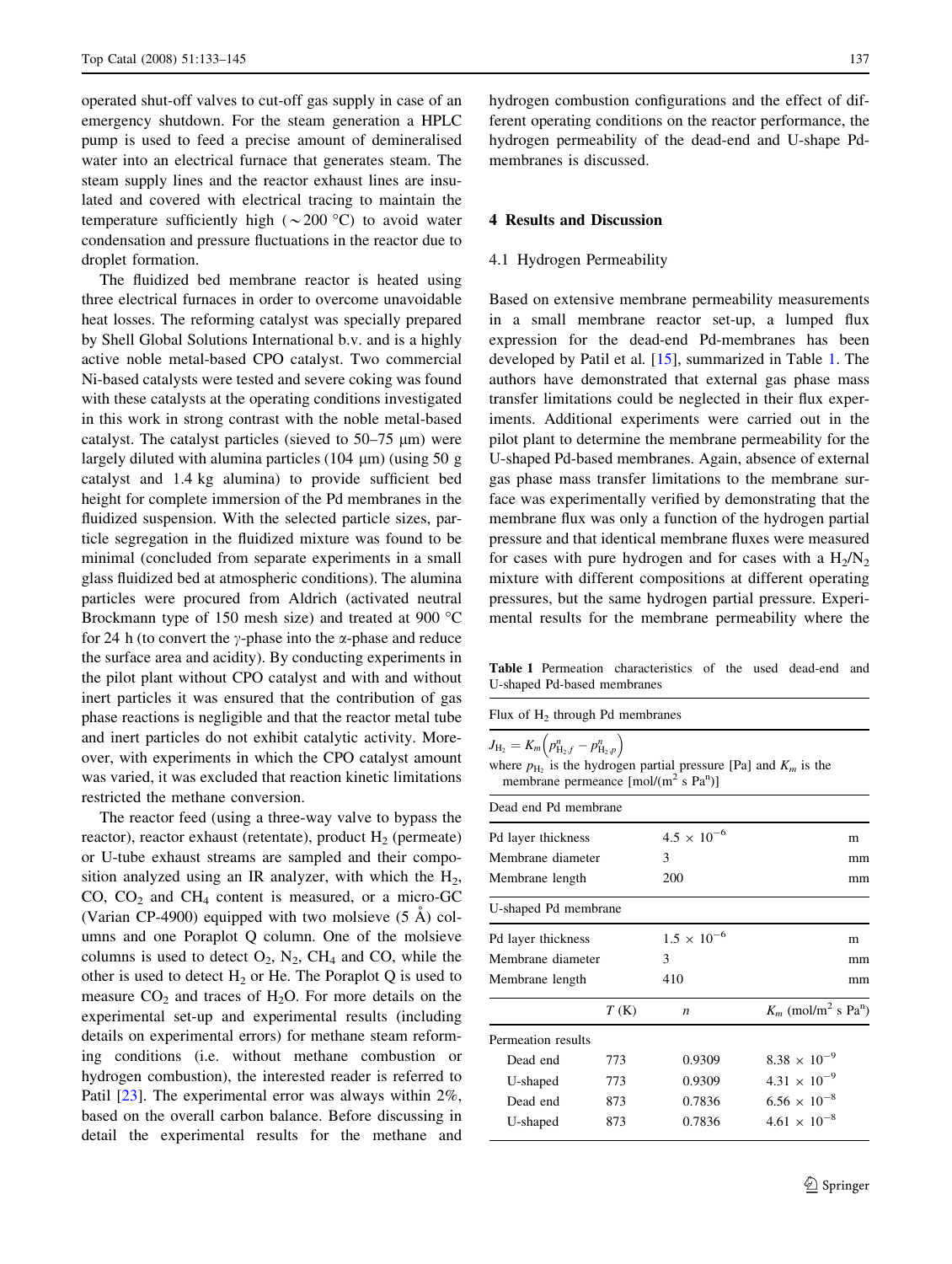operated shut-off valves to cut-off gas supply in case of an emergency shutdown. For the steam generation a HPLC pump is used to feed a precise amount of demineralised water into an electrical furnace that generates steam. The steam supply lines and the reactor exhaust lines are insulated and covered with electrical tracing to maintain the temperature sufficiently high (~200 °C) to avoid water condensation and pressure fluctuations in the reactor due to droplet formation.

The fluidized bed membrane reactor is heated using three electrical furnaces in order to overcome unavoidable heat losses. The reforming catalyst was specially prepared by Shell Global Solutions International b.v. and is a highly active noble metal-based CPO catalyst. Two commercial Ni-based catalysts were tested and severe coking was found with these catalysts at the operating conditions investigated in this work in strong contrast with the noble metal-based catalyst. The catalyst particles (sieved to 50–75 μm) were largely diluted with alumina particles (104 μm) (using 50 g catalyst and 1.4 kg alumina) to provide sufficient bed height for complete immersion of the Pd membranes in the fluidized suspension. With the selected particle sizes, particle segregation in the fluidized mixture was found to be minimal (concluded from separate experiments in a small glass fluidized bed at atmospheric conditions). The alumina particles were procured from Aldrich (activated neutral Brockmann type of 150 mesh size) and treated at 900 °C for 24 h (to convert the γ-phase into the α-phase and reduce the surface area and acidity). By conducting experiments in the pilot plant without CPO catalyst and with and without inert particles it was ensured that the contribution of gas phase reactions is negligible and that the reactor metal tube and inert particles do not exhibit catalytic activity. Moreover, with experiments in which the CPO catalyst amount was varied, it was excluded that reaction kinetic limitations restricted the methane conversion.

The reactor feed (using a three-way valve to bypass the reactor), reactor exhaust (retentate), product $H_2$ (permeate) or U-tube exhaust streams are sampled and their composition analyzed using an IR analyzer, with which the $H_2$, $CO$, $CO_2$ and $CH_4$ content is measured, or a micro-GC (Varian CP-4900) equipped with two molsieve (5 Å) columns and one Poraplot Q column. One of the molsieve columns is used to detect $O_2$, $N_2$, $CH_4$ and CO, while the other is used to detect $H_2$ or He. The Poraplot Q is used to measure $CO_2$ and traces of $H_2O$. For more details on the experimental set-up and experimental results (including details on experimental errors) for methane steam reforming conditions (i.e. without methane combustion or hydrogen combustion), the interested reader is referred to Patil [23]. The experimental error was always within 2%, based on the overall carbon balance. Before discussing in detail the experimental results for the methane and hydrogen combustion configurations and the effect of different operating conditions on the reactor performance, the hydrogen permeability of the dead-end and U-shape Pd-membranes is discussed.

## 4 Results and Discussion

### 4.1 Hydrogen Permeability

Based on extensive membrane permeability measurements in a small membrane reactor set-up, a lumped flux expression for the dead-end Pd-membranes has been developed by Patil et al. [15], summarized in Table 1. The authors have demonstrated that external gas phase mass transfer limitations could be neglected in their flux experiments. Additional experiments were carried out in the pilot plant to determine the membrane permeability for the U-shaped Pd-based membranes. Again, absence of external gas phase mass transfer limitations to the membrane surface was experimentally verified by demonstrating that the membrane flux was only a function of the hydrogen partial pressure and that identical membrane fluxes were measured for cases with pure hydrogen and for cases with a $H_2/N_2$ mixture with different compositions at different operating pressures, but the same hydrogen partial pressure. Experimental results for the membrane permeability where the

**Table 1** Permeation characteristics of the used dead-end and U-shaped Pd-based membranes

| Flux of $H_2$ through Pd membranes | | | |
|---|---|---|---|
| $J_{H_2} = K_m\left(p^n_{H_2,f} - p^n_{H_2,p}\right)$ where $p_{H_2}$ is the hydrogen partial pressure [Pa] and $K_m$ is the membrane permeance [mol/(m$^2$ s Pa$^n$)] | | | |
| Dead end Pd membrane | | | |
| Pd layer thickness | | $4.5 \times 10^{-6}$ | m |
| Membrane diameter | | 3 | mm |
| Membrane length | | 200 | mm |
| U-shaped Pd membrane | | | |
| Pd layer thickness | | $1.5 \times 10^{-6}$ | m |
| Membrane diameter | | 3 | mm |
| Membrane length | | 410 | mm |
| | $T$ (K) | $n$ | $K_m$ (mol/m$^2$ s Pa$^n$) |
| Permeation results | | | |
| Dead end | 773 | 0.9309 | $8.38 \times 10^{-9}$ |
| U-shaped | 773 | 0.9309 | $4.31 \times 10^{-9}$ |
| Dead end | 873 | 0.7836 | $6.56 \times 10^{-8}$ |
| U-shaped | 873 | 0.7836 | $4.61 \times 10^{-8}$ |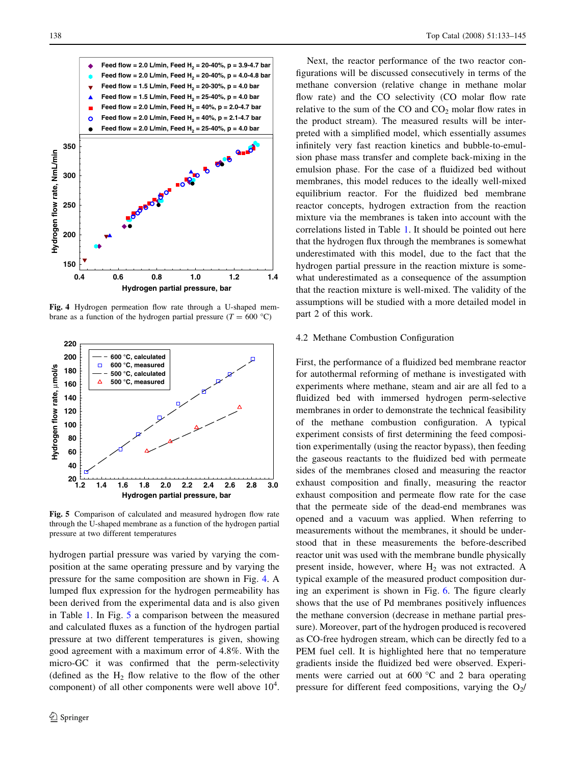**Fig. 4** Hydrogen permeation flow rate through a U-shaped membrane as a function of the hydrogen partial pressure ($T = 600$ °C)

**Fig. 5** Comparison of calculated and measured hydrogen flow rate through the U-shaped membrane as a function of the hydrogen partial pressure at two different temperatures

hydrogen partial pressure was varied by varying the composition at the same operating pressure and by varying the pressure for the same composition are shown in Fig. 4. A lumped flux expression for the hydrogen permeability has been derived from the experimental data and is also given in Table 1. In Fig. 5 a comparison between the measured and calculated fluxes as a function of the hydrogen partial pressure at two different temperatures is given, showing good agreement with a maximum error of 4.8%. With the micro-GC it was confirmed that the perm-selectivity (defined as the $H_2$ flow relative to the flow of the other component) of all other components were well above $10^4$.

Next, the reactor performance of the two reactor configurations will be discussed consecutively in terms of the methane conversion (relative change in methane molar flow rate) and the CO selectivity (CO molar flow rate relative to the sum of the CO and $CO_2$ molar flow rates in the product stream). The measured results will be interpreted with a simplified model, which essentially assumes infinitely very fast reaction kinetics and bubble-to-emulsion phase mass transfer and complete back-mixing in the emulsion phase. For the case of a fluidized bed without membranes, this model reduces to the ideally well-mixed equilibrium reactor. For the fluidized bed membrane reactor concepts, hydrogen extraction from the reaction mixture via the membranes is taken into account with the correlations listed in Table 1. It should be pointed out here that the hydrogen flux through the membranes is somewhat underestimated with this model, due to the fact that the hydrogen partial pressure in the reaction mixture is somewhat underestimated as a consequence of the assumption that the reaction mixture is well-mixed. The validity of the assumptions will be studied with a more detailed model in part 2 of this work.

### 4.2 Methane Combustion Configuration

First, the performance of a fluidized bed membrane reactor for autothermal reforming of methane is investigated with experiments where methane, steam and air are all fed to a fluidized bed with immersed hydrogen perm-selective membranes in order to demonstrate the technical feasibility of the methane combustion configuration. A typical experiment consists of first determining the feed composition experimentally (using the reactor bypass), then feeding the gaseous reactants to the fluidized bed with permeate sides of the membranes closed and measuring the reactor exhaust composition and finally, measuring the reactor exhaust composition and permeate flow rate for the case that the permeate side of the dead-end membranes was opened and a vacuum was applied. When referring to measurements without the membranes, it should be understood that in these measurements the before-described reactor unit was used with the membrane bundle physically present inside, however, where $H_2$ was not extracted. A typical example of the measured product composition during an experiment is shown in Fig. 6. The figure clearly shows that the use of Pd membranes positively influences the methane conversion (decrease in methane partial pressure). Moreover, part of the hydrogen produced is recovered as CO-free hydrogen stream, which can be directly fed to a PEM fuel cell. It is highlighted here that no temperature gradients inside the fluidized bed were observed. Experiments were carried out at 600 °C and 2 bara operating pressure for different feed compositions, varying the $O_2$/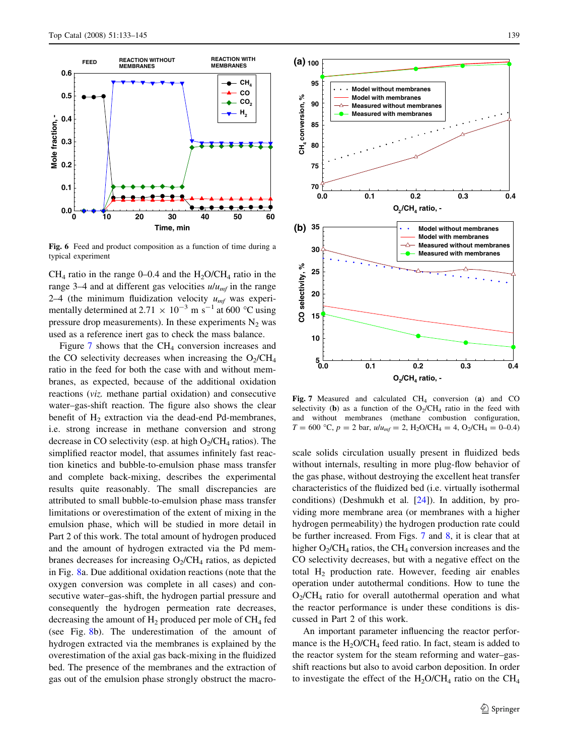Fig. 6 Feed and product composition as a function of time during a typical experiment

$CH_4$ ratio in the range 0–0.4 and the $H_2O/CH_4$ ratio in the range 3–4 and at different gas velocities $u/u_{mf}$ in the range 2–4 (the minimum fluidization velocity $u_{mf}$ was experimentally determined at $2.71 \times 10^{-3}$ m s$^{-1}$ at 600 °C using pressure drop measurements). In these experiments $N_2$ was used as a reference inert gas to check the mass balance.

Figure 7 shows that the $CH_4$ conversion increases and the CO selectivity decreases when increasing the $O_2/CH_4$ ratio in the feed for both the case with and without membranes, as expected, because of the additional oxidation reactions (*viz.* methane partial oxidation) and consecutive water–gas-shift reaction. The figure also shows the clear benefit of $H_2$ extraction via the dead-end Pd-membranes, i.e. strong increase in methane conversion and strong decrease in CO selectivity (esp. at high $O_2/CH_4$ ratios). The simplified reactor model, that assumes infinitely fast reaction kinetics and bubble-to-emulsion phase mass transfer and complete back-mixing, describes the experimental results quite reasonably. The small discrepancies are attributed to small bubble-to-emulsion phase mass transfer limitations or overestimation of the extent of mixing in the emulsion phase, which will be studied in more detail in Part 2 of this work. The total amount of hydrogen produced and the amount of hydrogen extracted via the Pd membranes decreases for increasing $O_2/CH_4$ ratios, as depicted in Fig. 8a. Due additional oxidation reactions (note that the oxygen conversion was complete in all cases) and consecutive water–gas-shift, the hydrogen partial pressure and consequently the hydrogen permeation rate decreases, decreasing the amount of $H_2$ produced per mole of $CH_4$ fed (see Fig. 8b). The underestimation of the amount of hydrogen extracted via the membranes is explained by the overestimation of the axial gas back-mixing in the fluidized bed. The presence of the membranes and the extraction of gas out of the emulsion phase strongly obstruct the macro-scale solids circulation usually present in fluidized beds without internals, resulting in more plug-flow behavior of the gas phase, without destroying the excellent heat transfer characteristics of the fluidized bed (i.e. virtually isothermal conditions) (Deshmukh et al. [24]). In addition, by providing more membrane area (or membranes with a higher hydrogen permeability) the hydrogen production rate could be further increased. From Figs. 7 and 8, it is clear that at higher $O_2/CH_4$ ratios, the $CH_4$ conversion increases and the CO selectivity decreases, but with a negative effect on the total $H_2$ production rate. However, feeding air enables operation under autothermal conditions. How to tune the $O_2/CH_4$ ratio for overall autothermal operation and what the reactor performance is under these conditions is discussed in Part 2 of this work.

Fig. 7 Measured and calculated $CH_4$ conversion (**a**) and CO selectivity (**b**) as a function of the $O_2/CH_4$ ratio in the feed with and without membranes (methane combustion configuration, $T = 600$ °C, $p = 2$ bar, $u/u_{mf} = 2$, $H_2O/CH_4 = 4$, $O_2/CH_4 = 0$–0.4)

An important parameter influencing the reactor performance is the $H_2O/CH_4$ feed ratio. In fact, steam is added to the reactor system for the steam reforming and water–gas-shift reactions but also to avoid carbon deposition. In order to investigate the effect of the $H_2O/CH_4$ ratio on the $CH_4$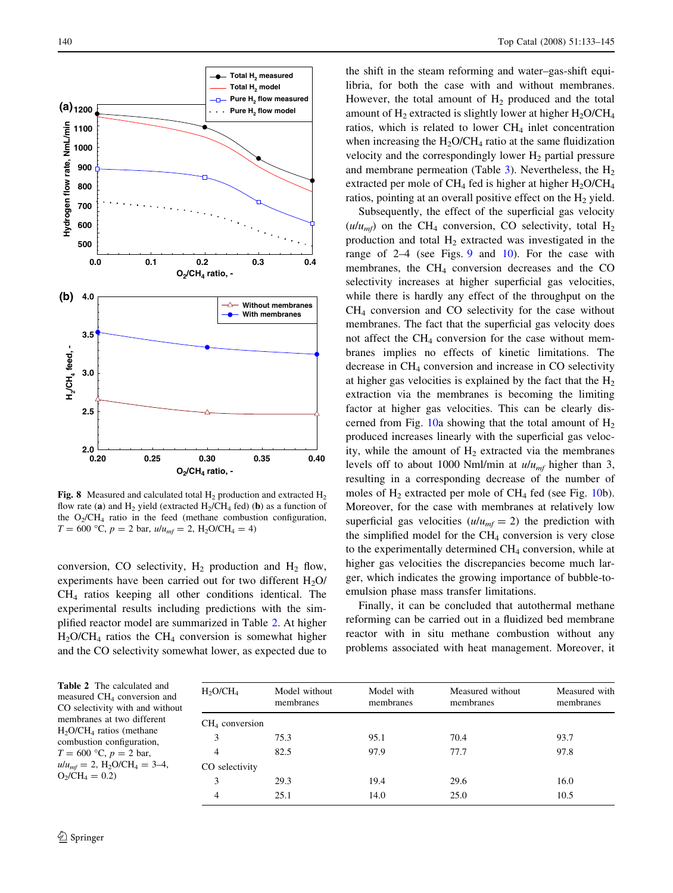**Fig. 8** Measured and calculated total $H_2$ production and extracted $H_2$ flow rate (**a**) and $H_2$ yield (extracted $H_2/CH_4$ fed) (**b**) as a function of the $O_2/CH_4$ ratio in the feed (methane combustion configuration, $T = 600$ °C, $p = 2$ bar, $u/u_{mf} = 2$, $H_2O/CH_4 = 4$)

conversion, CO selectivity, $H_2$ production and $H_2$ flow, experiments have been carried out for two different $H_2O/CH_4$ ratios keeping all other conditions identical. The experimental results including predictions with the simplified reactor model are summarized in Table 2. At higher $H_2O/CH_4$ ratios the $CH_4$ conversion is somewhat higher and the CO selectivity somewhat lower, as expected due to the shift in the steam reforming and water–gas-shift equilibria, for both the case with and without membranes. However, the total amount of $H_2$ produced and the total amount of $H_2$ extracted is slightly lower at higher $H_2O/CH_4$ ratios, which is related to lower $CH_4$ inlet concentration when increasing the $H_2O/CH_4$ ratio at the same fluidization velocity and the correspondingly lower $H_2$ partial pressure and membrane permeation (Table 3). Nevertheless, the $H_2$ extracted per mole of $CH_4$ fed is higher at higher $H_2O/CH_4$ ratios, pointing at an overall positive effect on the $H_2$ yield.

Subsequently, the effect of the superficial gas velocity ($u/u_{mf}$) on the $CH_4$ conversion, CO selectivity, total $H_2$ production and total $H_2$ extracted was investigated in the range of 2–4 (see Figs. 9 and 10). For the case with membranes, the $CH_4$ conversion decreases and the CO selectivity increases at higher superficial gas velocities, while there is hardly any effect of the throughput on the $CH_4$ conversion and CO selectivity for the case without membranes. The fact that the superficial gas velocity does not affect the $CH_4$ conversion for the case without membranes implies no effects of kinetic limitations. The decrease in $CH_4$ conversion and increase in CO selectivity at higher gas velocities is explained by the fact that the $H_2$ extraction via the membranes is becoming the limiting factor at higher gas velocities. This can be clearly discerned from Fig. 10a showing that the total amount of $H_2$ produced increases linearly with the superficial gas velocity, while the amount of $H_2$ extracted via the membranes levels off to about 1000 Nml/min at $u/u_{mf}$ higher than 3, resulting in a corresponding decrease of the number of moles of $H_2$ extracted per mole of $CH_4$ fed (see Fig. 10b). Moreover, for the case with membranes at relatively low superficial gas velocities ($u/u_{mf} = 2$) the prediction with the simplified model for the $CH_4$ conversion is very close to the experimentally determined $CH_4$ conversion, while at higher gas velocities the discrepancies become much larger, which indicates the growing importance of bubble-to-emulsion phase mass transfer limitations.

Finally, it can be concluded that autothermal methane reforming can be carried out in a fluidized bed membrane reactor with in situ methane combustion without any problems associated with heat management. Moreover, it

**Table 2** The calculated and measured $CH_4$ conversion and CO selectivity with and without membranes at two different $H_2O/CH_4$ ratios (methane combustion configuration, $T = 600$ °C, $p = 2$ bar, $u/u_{mf} = 2$, $H_2O/CH_4 = 3$–4, $O_2/CH_4 = 0.2$)

| $H_2O/CH_4$ | Model without membranes | Model with membranes | Measured without membranes | Measured with membranes |
|---|---|---|---|---|
| $CH_4$ conversion | | | | |
| 3 | 75.3 | 95.1 | 70.4 | 93.7 |
| 4 | 82.5 | 97.9 | 77.7 | 97.8 |
| CO selectivity | | | | |
| 3 | 29.3 | 19.4 | 29.6 | 16.0 |
| 4 | 25.1 | 14.0 | 25.0 | 10.5 |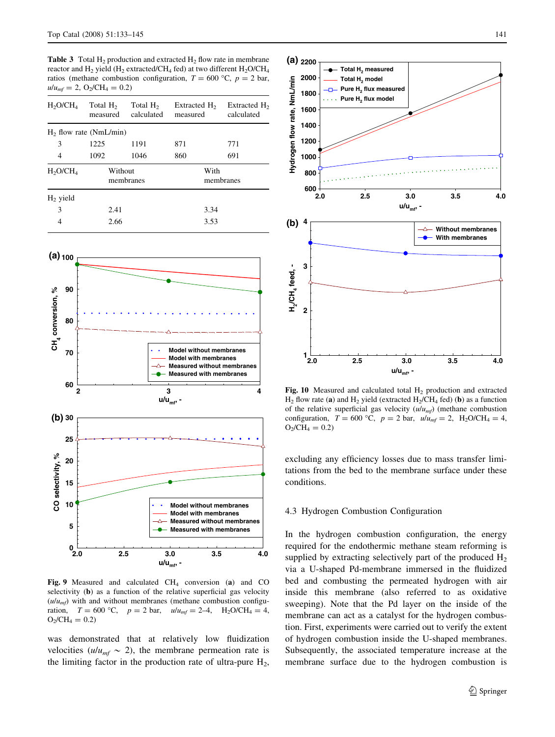**Table 3** Total $H_2$ production and extracted $H_2$ flow rate in membrane reactor and $H_2$ yield ($H_2$ extracted/$CH_4$ fed) at two different $H_2O/CH_4$ ratios (methane combustion configuration, $T = 600$ °C, $p = 2$ bar, $u/u_{mf} = 2$, $O_2/CH_4 = 0.2$)

| $H_2O/CH_4$ | Total $H_2$ measured | Total $H_2$ calculated | Extracted $H_2$ measured | Extracted $H_2$ calculated |
|---|---|---|---|---|
| $H_2$ flow rate (NmL/min) | | | | |
| 3 | 1225 | 1191 | 871 | 771 |
| 4 | 1092 | 1046 | 860 | 691 |
| $H_2O/CH_4$ | Without membranes | | With membranes | |
| $H_2$ yield | | | | |
| 3 | 2.41 | | 3.34 | |
| 4 | 2.66 | | 3.53 | |

**Fig. 9** Measured and calculated $CH_4$ conversion (**a**) and CO selectivity (**b**) as a function of the relative superficial gas velocity ($u/u_{mf}$) with and without membranes (methane combustion configuration, $T = 600$ °C, $p = 2$ bar, $u/u_{mf} = 2$–4, $H_2O/CH_4 = 4$, $O_2/CH_4 = 0.2$)

was demonstrated that at relatively low fluidization velocities ($u/u_{mf} \sim 2$), the membrane permeation rate is the limiting factor in the production rate of ultra-pure $H_2$, excluding any efficiency losses due to mass transfer limitations from the bed to the membrane surface under these conditions.

**Fig. 10** Measured and calculated total $H_2$ production and extracted $H_2$ flow rate (**a**) and $H_2$ yield (extracted $H_2/CH_4$ fed) (**b**) as a function of the relative superficial gas velocity ($u/u_{mf}$) (methane combustion configuration, $T = 600$ °C, $p = 2$ bar, $u/u_{mf} = 2$, $H_2O/CH_4 = 4$, $O_2/CH_4 = 0.2$)

### 4.3 Hydrogen Combustion Configuration

In the hydrogen combustion configuration, the energy required for the endothermic methane steam reforming is supplied by extracting selectively part of the produced $H_2$ via a U-shaped Pd-membrane immersed in the fluidized bed and combusting the permeated hydrogen with air inside this membrane (also referred to as oxidative sweeping). Note that the Pd layer on the inside of the membrane can act as a catalyst for the hydrogen combustion. First, experiments were carried out to verify the extent of hydrogen combustion inside the U-shaped membranes. Subsequently, the associated temperature increase at the membrane surface due to the hydrogen combustion is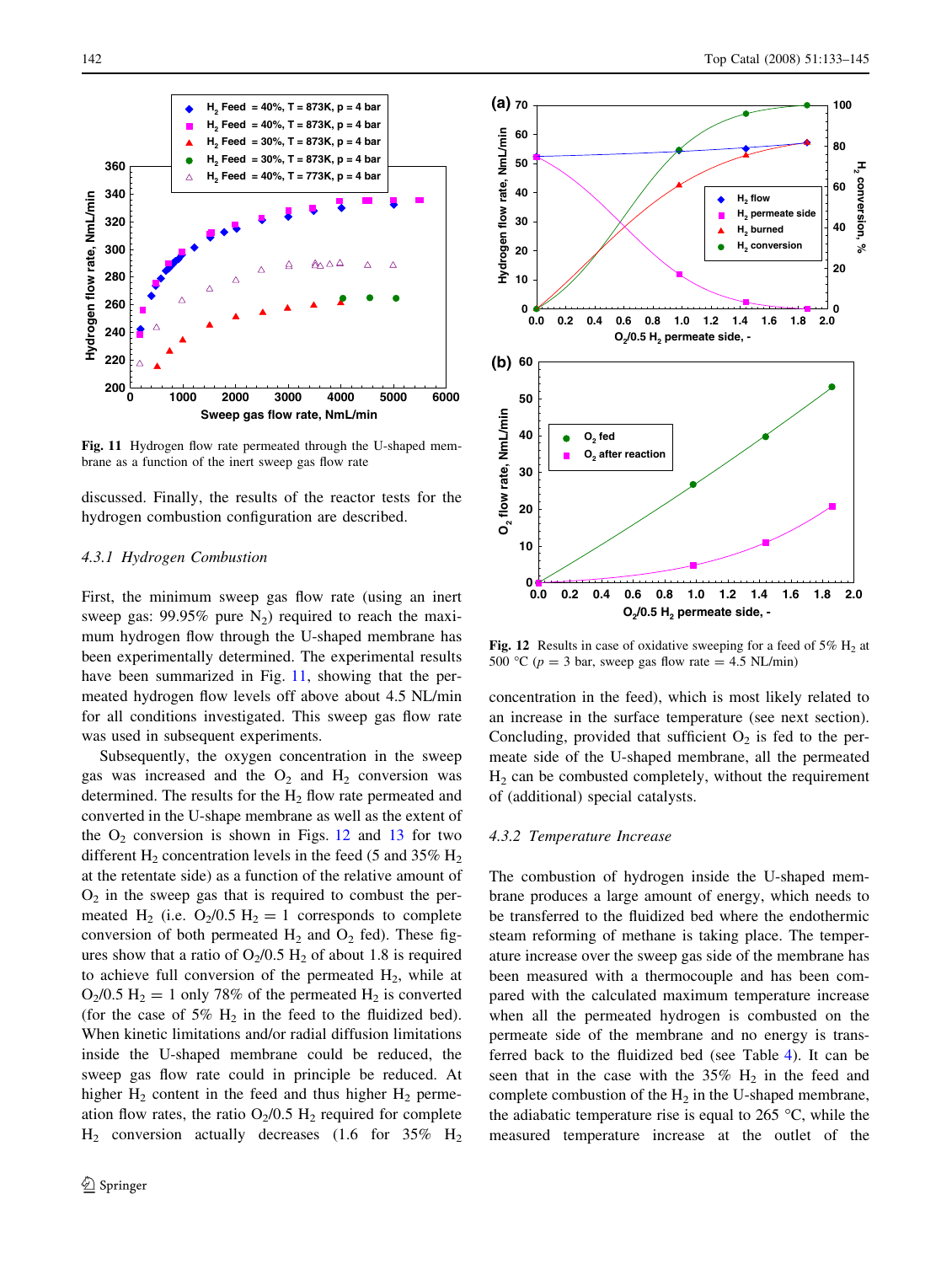**Fig. 11** Hydrogen flow rate permeated through the U-shaped membrane as a function of the inert sweep gas flow rate

discussed. Finally, the results of the reactor tests for the hydrogen combustion configuration are described.

#### 4.3.1 Hydrogen Combustion

First, the minimum sweep gas flow rate (using an inert sweep gas: 99.95% pure $N_2$) required to reach the maximum hydrogen flow through the U-shaped membrane has been experimentally determined. The experimental results have been summarized in Fig. 11, showing that the permeated hydrogen flow levels off above about 4.5 NL/min for all conditions investigated. This sweep gas flow rate was used in subsequent experiments.

Subsequently, the oxygen concentration in the sweep gas was increased and the $O_2$ and $H_2$ conversion was determined. The results for the $H_2$ flow rate permeated and converted in the U-shape membrane as well as the extent of the $O_2$ conversion is shown in Figs. 12 and 13 for two different $H_2$ concentration levels in the feed (5 and 35% $H_2$ at the retentate side) as a function of the relative amount of $O_2$ in the sweep gas that is required to combust the permeated $H_2$ (i.e. $O_2/0.5\ H_2 = 1$ corresponds to complete conversion of both permeated $H_2$ and $O_2$ fed). These figures show that a ratio of $O_2/0.5\ H_2$ of about 1.8 is required to achieve full conversion of the permeated $H_2$, while at $O_2/0.5\ H_2 = 1$ only 78% of the permeated $H_2$ is converted (for the case of 5% $H_2$ in the feed to the fluidized bed). When kinetic limitations and/or radial diffusion limitations inside the U-shaped membrane could be reduced, the sweep gas flow rate could in principle be reduced. At higher $H_2$ content in the feed and thus higher $H_2$ permeation flow rates, the ratio $O_2/0.5\ H_2$ required for complete $H_2$ conversion actually decreases (1.6 for 35% $H_2$ concentration in the feed), which is most likely related to an increase in the surface temperature (see next section). Concluding, provided that sufficient $O_2$ is fed to the permeate side of the U-shaped membrane, all the permeated $H_2$ can be combusted completely, without the requirement of (additional) special catalysts.

**Fig. 12** Results in case of oxidative sweeping for a feed of 5% $H_2$ at 500 °C ($p$ = 3 bar, sweep gas flow rate = 4.5 NL/min)

#### 4.3.2 Temperature Increase

The combustion of hydrogen inside the U-shaped membrane produces a large amount of energy, which needs to be transferred to the fluidized bed where the endothermic steam reforming of methane is taking place. The temperature increase over the sweep gas side of the membrane has been measured with a thermocouple and has been compared with the calculated maximum temperature increase when all the permeated hydrogen is combusted on the permeate side of the membrane and no energy is transferred back to the fluidized bed (see Table 4). It can be seen that in the case with the 35% $H_2$ in the feed and complete combustion of the $H_2$ in the U-shaped membrane, the adiabatic temperature rise is equal to 265 °C, while the measured temperature increase at the outlet of the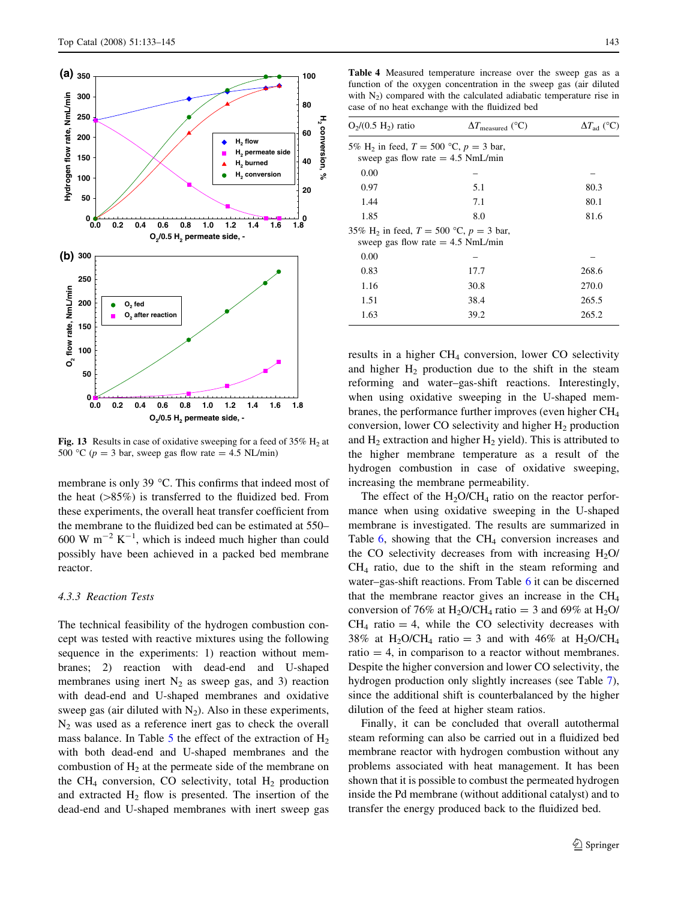Fig. 13 Results in case of oxidative sweeping for a feed of 35% $H_2$ at 500 °C ($p$ = 3 bar, sweep gas flow rate = 4.5 NL/min)

membrane is only 39 °C. This confirms that indeed most of the heat (>85%) is transferred to the fluidized bed. From these experiments, the overall heat transfer coefficient from the membrane to the fluidized bed can be estimated at 550–600 W $m^{-2}$ $K^{-1}$, which is indeed much higher than could possibly have been achieved in a packed bed membrane reactor.

### 4.3.3 Reaction Tests

The technical feasibility of the hydrogen combustion concept was tested with reactive mixtures using the following sequence in the experiments: 1) reaction without membranes; 2) reaction with dead-end and U-shaped membranes using inert $N_2$ as sweep gas, and 3) reaction with dead-end and U-shaped membranes and oxidative sweep gas (air diluted with $N_2$). Also in these experiments, $N_2$ was used as a reference inert gas to check the overall mass balance. In Table 5 the effect of the extraction of $H_2$ with both dead-end and U-shaped membranes and the combustion of $H_2$ at the permeate side of the membrane on the $CH_4$ conversion, CO selectivity, total $H_2$ production and extracted $H_2$ flow is presented. The insertion of the dead-end and U-shaped membranes with inert sweep gas

**Table 4** Measured temperature increase over the sweep gas as a function of the oxygen concentration in the sweep gas (air diluted with $N_2$) compared with the calculated adiabatic temperature rise in case of no heat exchange with the fluidized bed

| $O_2$/(0.5 $H_2$) ratio | $\Delta T_{measured}$ (°C) | $\Delta T_{ad}$ (°C) |
|---|---|---|
| 5% $H_2$ in feed, $T$ = 500 °C, $p$ = 3 bar, sweep gas flow rate = 4.5 NmL/min | | |
| 0.00 | – | – |
| 0.97 | 5.1 | 80.3 |
| 1.44 | 7.1 | 80.1 |
| 1.85 | 8.0 | 81.6 |
| 35% $H_2$ in feed, $T$ = 500 °C, $p$ = 3 bar, sweep gas flow rate = 4.5 NmL/min | | |
| 0.00 | – | – |
| 0.83 | 17.7 | 268.6 |
| 1.16 | 30.8 | 270.0 |
| 1.51 | 38.4 | 265.5 |
| 1.63 | 39.2 | 265.2 |

results in a higher $CH_4$ conversion, lower CO selectivity and higher $H_2$ production due to the shift in the steam reforming and water–gas-shift reactions. Interestingly, when using oxidative sweeping in the U-shaped membranes, the performance further improves (even higher $CH_4$ conversion, lower CO selectivity and higher $H_2$ production and $H_2$ extraction and higher $H_2$ yield). This is attributed to the higher membrane temperature as a result of the hydrogen combustion in case of oxidative sweeping, increasing the membrane permeability.

The effect of the $H_2O/CH_4$ ratio on the reactor performance when using oxidative sweeping in the U-shaped membrane is investigated. The results are summarized in Table 6, showing that the $CH_4$ conversion increases and the CO selectivity decreases from with increasing $H_2O/CH_4$ ratio, due to the shift in the steam reforming and water–gas-shift reactions. From Table 6 it can be discerned that the membrane reactor gives an increase in the $CH_4$ conversion of 76% at $H_2O/CH_4$ ratio = 3 and 69% at $H_2O/CH_4$ ratio = 4, while the CO selectivity decreases with 38% at $H_2O/CH_4$ ratio = 3 and with 46% at $H_2O/CH_4$ ratio = 4, in comparison to a reactor without membranes. Despite the higher conversion and lower CO selectivity, the hydrogen production only slightly increases (see Table 7), since the additional shift is counterbalanced by the higher dilution of the feed at higher steam ratios.

Finally, it can be concluded that overall autothermal steam reforming can also be carried out in a fluidized bed membrane reactor with hydrogen combustion without any problems associated with heat management. It has been shown that it is possible to combust the permeated hydrogen inside the Pd membrane (without additional catalyst) and to transfer the energy produced back to the fluidized bed.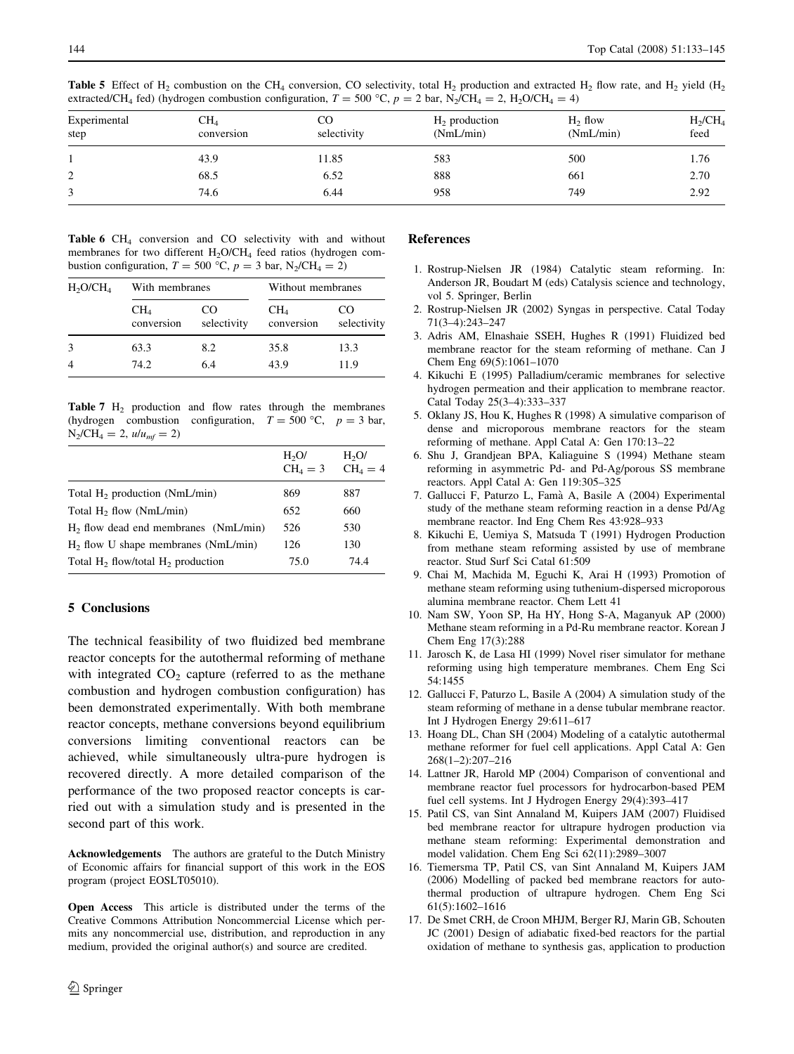**Table 5** Effect of $H_2$ combustion on the $CH_4$ conversion, CO selectivity, total $H_2$ production and extracted $H_2$ flow rate, and $H_2$ yield ($H_2$ extracted/$CH_4$ fed) (hydrogen combustion configuration, $T = 500$ °C, $p = 2$ bar, $N_2/CH_4 = 2$, $H_2O/CH_4 = 4$)

| Experimental step | $CH_4$ conversion | CO selectivity | $H_2$ production (NmL/min) | $H_2$ flow (NmL/min) | $H_2/CH_4$ feed |
|---|---|---|---|---|---|
| 1 | 43.9 | 11.85 | 583 | 500 | 1.76 |
| 2 | 68.5 | 6.52 | 888 | 661 | 2.70 |
| 3 | 74.6 | 6.44 | 958 | 749 | 2.92 |

**Table 6** $CH_4$ conversion and CO selectivity with and without membranes for two different $H_2O/CH_4$ feed ratios (hydrogen combustion configuration, $T = 500$ °C, $p = 3$ bar, $N_2/CH_4 = 2$)

| $H_2O/CH_4$ | With membranes | | Without membranes | |
|---|---|---|---|---|
| | $CH_4$ conversion | CO selectivity | $CH_4$ conversion | CO selectivity |
| 3 | 63.3 | 8.2 | 35.8 | 13.3 |
| 4 | 74.2 | 6.4 | 43.9 | 11.9 |

**Table 7** $H_2$ production and flow rates through the membranes (hydrogen combustion configuration, $T = 500$ °C, $p = 3$ bar, $N_2/CH_4 = 2$, $u/u_{mf} = 2$)

| | $H_2O/CH_4 = 3$ | $H_2O/CH_4 = 4$ |
|---|---|---|
| Total $H_2$ production (NmL/min) | 869 | 887 |
| Total $H_2$ flow (NmL/min) | 652 | 660 |
| $H_2$ flow dead end membranes (NmL/min) | 526 | 530 |
| $H_2$ flow U shape membranes (NmL/min) | 126 | 130 |
| Total $H_2$ flow/total $H_2$ production | 75.0 | 74.4 |

## 5 Conclusions

The technical feasibility of two fluidized bed membrane reactor concepts for the autothermal reforming of methane with integrated $CO_2$ capture (referred to as the methane combustion and hydrogen combustion configuration) has been demonstrated experimentally. With both membrane reactor concepts, methane conversions beyond equilibrium conversions limiting conventional reactors can be achieved, while simultaneously ultra-pure hydrogen is recovered directly. A more detailed comparison of the performance of the two proposed reactor concepts is carried out with a simulation study and is presented in the second part of this work.

**Acknowledgements** The authors are grateful to the Dutch Ministry of Economic affairs for financial support of this work in the EOS program (project EOSLT05010).

**Open Access** This article is distributed under the terms of the Creative Commons Attribution Noncommercial License which permits any noncommercial use, distribution, and reproduction in any medium, provided the original author(s) and source are credited.

## References

1. Rostrup-Nielsen JR (1984) Catalytic steam reforming. In: Anderson JR, Boudart M (eds) Catalysis science and technology, vol 5. Springer, Berlin
2. Rostrup-Nielsen JR (2002) Syngas in perspective. Catal Today 71(3–4):243–247
3. Adris AM, Elnashaie SSEH, Hughes R (1991) Fluidized bed membrane reactor for the steam reforming of methane. Can J Chem Eng 69(5):1061–1070
4. Kikuchi E (1995) Palladium/ceramic membranes for selective hydrogen permeation and their application to membrane reactor. Catal Today 25(3–4):333–337
5. Oklany JS, Hou K, Hughes R (1998) A simulative comparison of dense and microporous membrane reactors for the steam reforming of methane. Appl Catal A: Gen 170:13–22
6. Shu J, Grandjean BPA, Kaliaguine S (1994) Methane steam reforming in asymmetric Pd- and Pd-Ag/porous SS membrane reactors. Appl Catal A: Gen 119:305–325
7. Gallucci F, Paturzo L, Famà A, Basile A (2004) Experimental study of the methane steam reforming reaction in a dense Pd/Ag membrane reactor. Ind Eng Chem Res 43:928–933
8. Kikuchi E, Uemiya S, Matsuda T (1991) Hydrogen Production from methane steam reforming assisted by use of membrane reactor. Stud Surf Sci Catal 61:509
9. Chai M, Machida M, Eguchi K, Arai H (1993) Promotion of methane steam reforming using tuthenium-dispersed microporous alumina membrane reactor. Chem Lett 41
10. Nam SW, Yoon SP, Ha HY, Hong S-A, Maganyuk AP (2000) Methane steam reforming in a Pd-Ru membrane reactor. Korean J Chem Eng 17(3):288
11. Jarosch K, de Lasa HI (1999) Novel riser simulator for methane reforming using high temperature membranes. Chem Eng Sci 54:1455
12. Gallucci F, Paturzo L, Basile A (2004) A simulation study of the steam reforming of methane in a dense tubular membrane reactor. Int J Hydrogen Energy 29:611–617
13. Hoang DL, Chan SH (2004) Modeling of a catalytic autothermal methane reformer for fuel cell applications. Appl Catal A: Gen 268(1–2):207–216
14. Lattner JR, Harold MP (2004) Comparison of conventional and membrane reactor fuel processors for hydrocarbon-based PEM fuel cell systems. Int J Hydrogen Energy 29(4):393–417
15. Patil CS, van Sint Annaland M, Kuipers JAM (2007) Fluidised bed membrane reactor for ultrapure hydrogen production via methane steam reforming: Experimental demonstration and model validation. Chem Eng Sci 62(11):2989–3007
16. Tiemersma TP, Patil CS, van Sint Annaland M, Kuipers JAM (2006) Modelling of packed bed membrane reactors for autothermal production of ultrapure hydrogen. Chem Eng Sci 61(5):1602–1616
17. De Smet CRH, de Croon MHJM, Berger RJ, Marin GB, Schouten JC (2001) Design of adiabatic fixed-bed reactors for the partial oxidation of methane to synthesis gas, application to production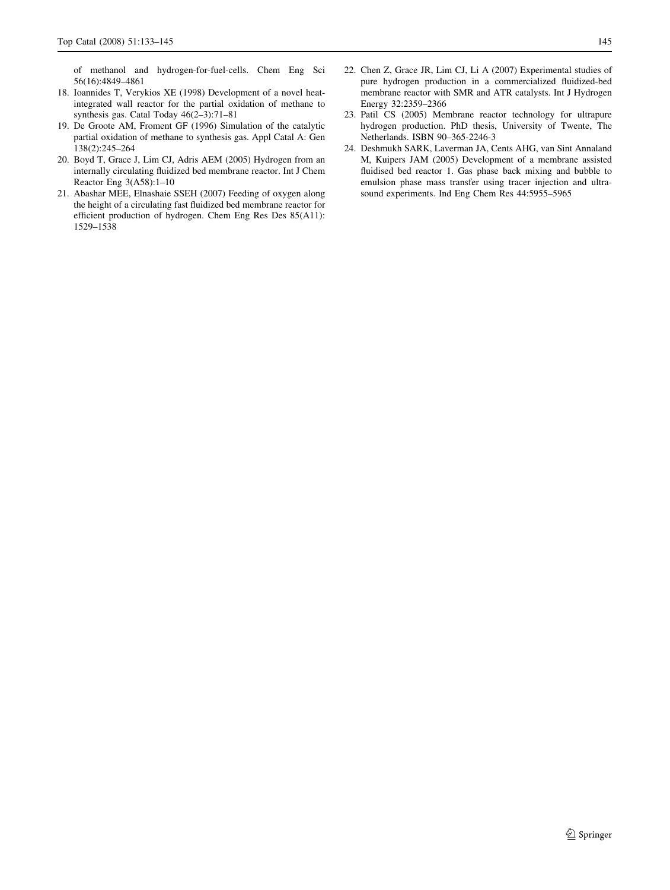of methanol and hydrogen-for-fuel-cells. Chem Eng Sci 56(16):4849–4861

18. Ioannides T, Verykios XE (1998) Development of a novel heat-integrated wall reactor for the partial oxidation of methane to synthesis gas. Catal Today 46(2–3):71–81
19. De Groote AM, Froment GF (1996) Simulation of the catalytic partial oxidation of methane to synthesis gas. Appl Catal A: Gen 138(2):245–264
20. Boyd T, Grace J, Lim CJ, Adris AEM (2005) Hydrogen from an internally circulating fluidized bed membrane reactor. Int J Chem Reactor Eng 3(A58):1–10
21. Abashar MEE, Elnashaie SSEH (2007) Feeding of oxygen along the height of a circulating fast fluidized bed membrane reactor for efficient production of hydrogen. Chem Eng Res Des 85(A11): 1529–1538
22. Chen Z, Grace JR, Lim CJ, Li A (2007) Experimental studies of pure hydrogen production in a commercialized fluidized-bed membrane reactor with SMR and ATR catalysts. Int J Hydrogen Energy 32:2359–2366
23. Patil CS (2005) Membrane reactor technology for ultrapure hydrogen production. PhD thesis, University of Twente, The Netherlands. ISBN 90–365-2246-3
24. Deshmukh SARK, Laverman JA, Cents AHG, van Sint Annaland M, Kuipers JAM (2005) Development of a membrane assisted fluidised bed reactor 1. Gas phase back mixing and bubble to emulsion phase mass transfer using tracer injection and ultrasound experiments. Ind Eng Chem Res 44:5955–5965